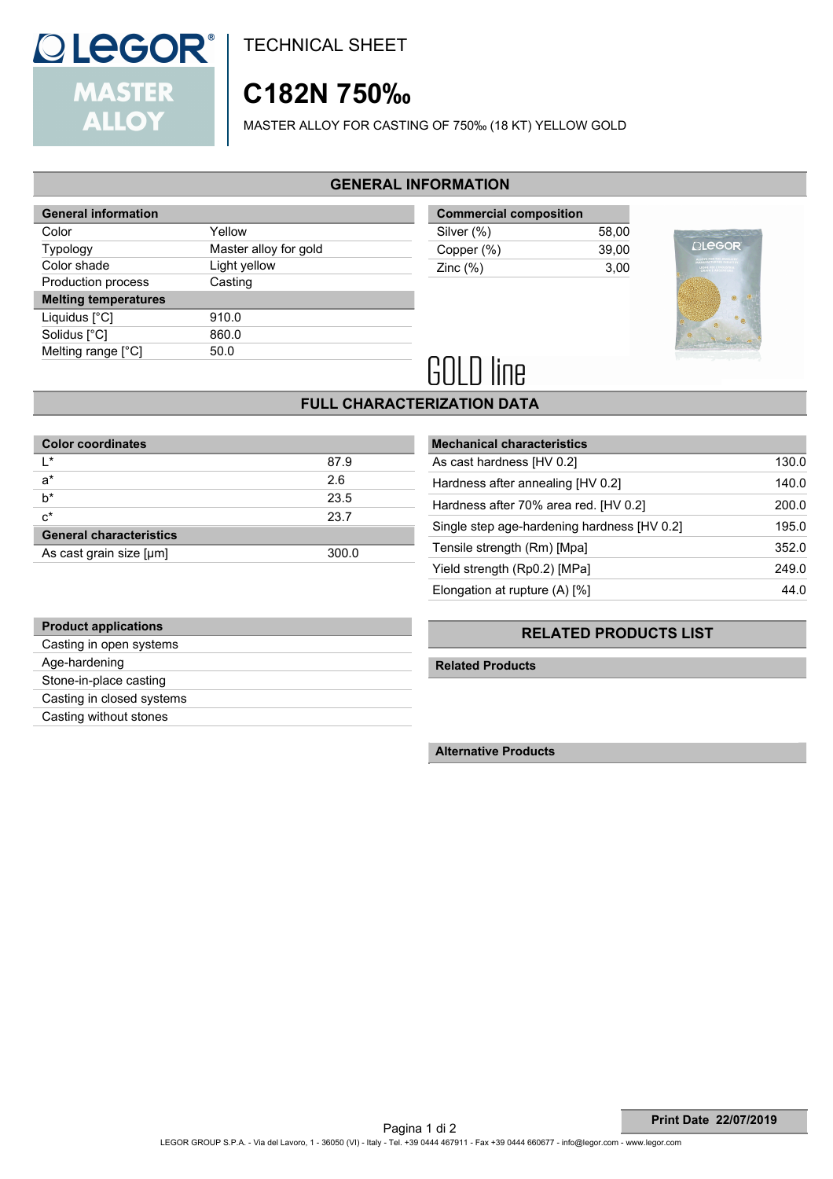# TECHNICAL SHEET

# C182N 750‰

MASTER ALLOY FOR CASTING OF 750‰ (18 KT) YELLOW GOLD

## GENERAL INFORMATION

| General information | |
|---|---|
| Color | Yellow |
| Typology | Master alloy for gold |
| Color shade | Light yellow |
| Production process | Casting |
| **Melting temperatures** | |
| Liquidus [°C] | 910.0 |
| Solidus [°C] | 860.0 |
| Melting range [°C] | 50.0 |

| Commercial composition | |
|---|---|
| Silver (%) | 58,00 |
| Copper (%) | 39,00 |
| Zinc (%) | 3,00 |

GOLD line

## FULL CHARACTERIZATION DATA

| Color coordinates | |
|---|---|
| L* | 87.9 |
| a* | 2.6 |
| b* | 23.5 |
| c* | 23.7 |
| **General characteristics** | |
| As cast grain size [μm] | 300.0 |

| Mechanical characteristics | |
|---|---|
| As cast hardness [HV 0.2] | 130.0 |
| Hardness after annealing [HV 0.2] | 140.0 |
| Hardness after 70% area red. [HV 0.2] | 200.0 |
| Single step age-hardening hardness [HV 0.2] | 195.0 |
| Tensile strength (Rm) [Mpa] | 352.0 |
| Yield strength (Rp0.2) [MPa] | 249.0 |
| Elongation at rupture (A) [%] | 44.0 |

| Product applications |
|---|
| Casting in open systems |
| Age-hardening |
| Stone-in-place casting |
| Casting in closed systems |
| Casting without stones |

## RELATED PRODUCTS LIST

**Related Products**

**Alternative Products**

**Print Date 22/07/2019**

LEGOR GROUP S.P.A. - Via del Lavoro, 1 - 36050 (VI) - Italy - Tel. +39 0444 467911 - Fax +39 0444 660677 - info@legor.com - www.legor.com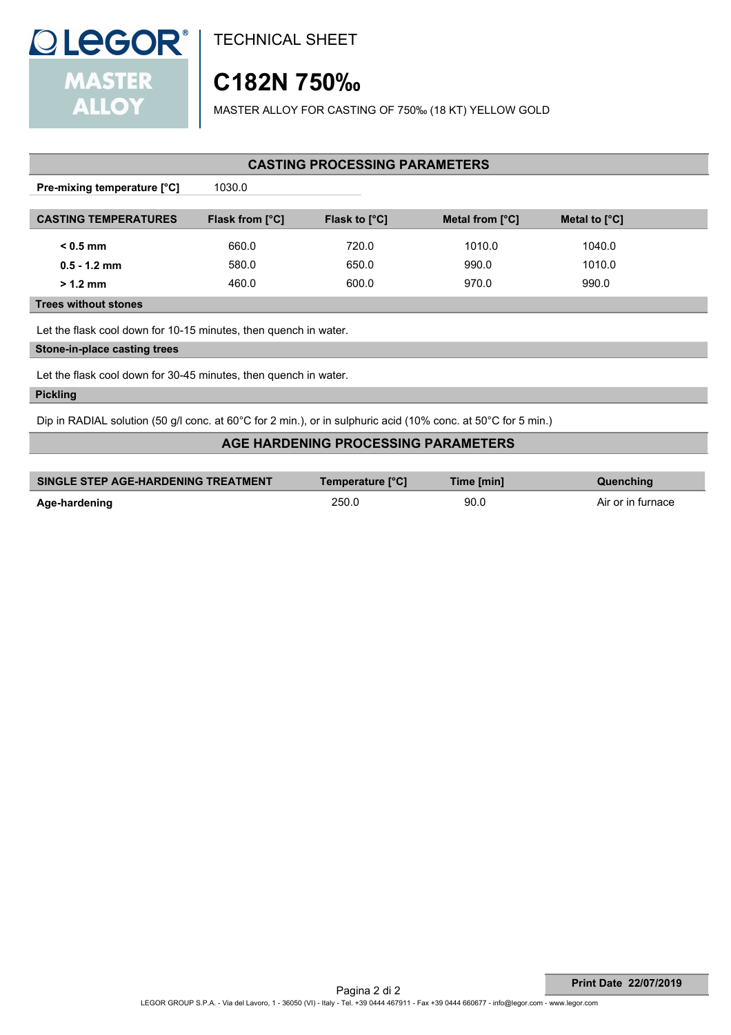LEGOR® MASTER ALLOY

TECHNICAL SHEET

# C182N 750‰

MASTER ALLOY FOR CASTING OF 750‰ (18 KT) YELLOW GOLD

## CASTING PROCESSING PARAMETERS

**Pre-mixing temperature [°C]** 1030.0

| CASTING TEMPERATURES | Flask from [°C] | Flask to [°C] | Metal from [°C] | Metal to [°C] |
|---|---|---|---|---|
| **< 0.5 mm** | 660.0 | 720.0 | 1010.0 | 1040.0 |
| **0.5 - 1.2 mm** | 580.0 | 650.0 | 990.0 | 1010.0 |
| **> 1.2 mm** | 460.0 | 600.0 | 970.0 | 990.0 |

**Trees without stones**

Let the flask cool down for 10-15 minutes, then quench in water.

**Stone-in-place casting trees**

Let the flask cool down for 30-45 minutes, then quench in water.

**Pickling**

Dip in RADIAL solution (50 g/l conc. at 60°C for 2 min.), or in sulphuric acid (10% conc. at 50°C for 5 min.)

## AGE HARDENING PROCESSING PARAMETERS

| SINGLE STEP AGE-HARDENING TREATMENT | Temperature [°C] | Time [min] | Quenching |
|---|---|---|---|
| **Age-hardening** | 250.0 | 90.0 | Air or in furnace |

**Print Date 22/07/2019**

LEGOR GROUP S.P.A. - Via del Lavoro, 1 - 36050 (VI) - Italy - Tel. +39 0444 467911 - Fax +39 0444 660677 - info@legor.com - www.legor.com